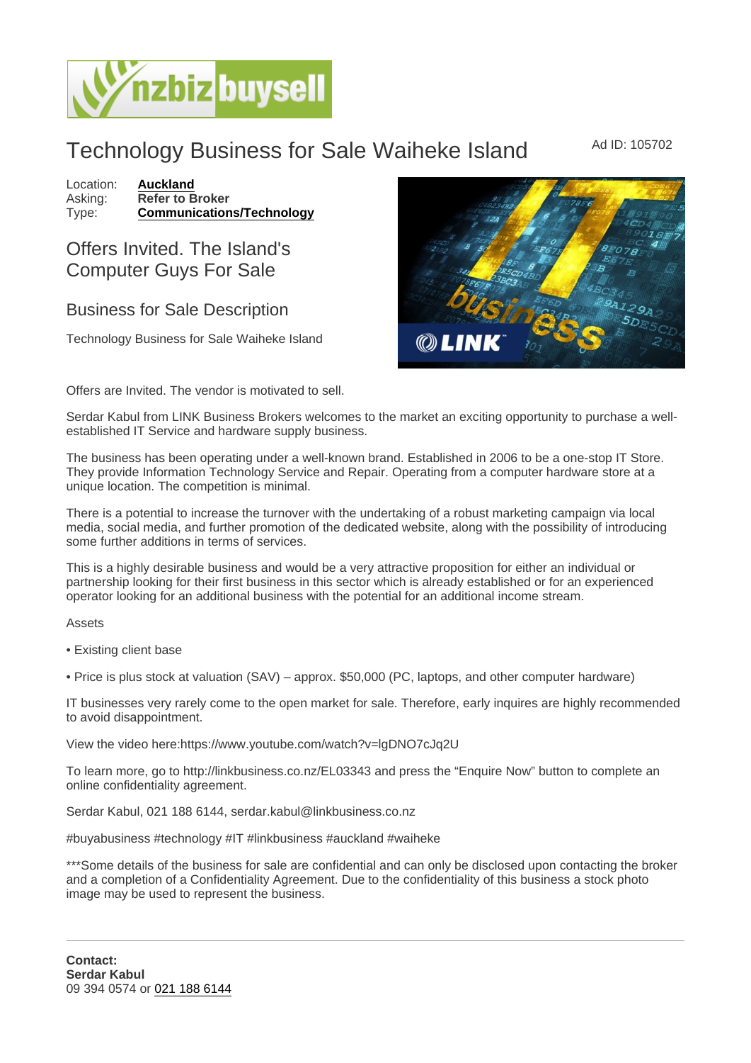# Technology Business for Sale Waiheke Island

Ad ID: 105702

Location: **Auckland**
Asking: **Refer to Broker**
Type: **Communications/Technology**

## Offers Invited. The Island's Computer Guys For Sale

## Business for Sale Description

Technology Business for Sale Waiheke Island

Offers are Invited. The vendor is motivated to sell.

Serdar Kabul from LINK Business Brokers welcomes to the market an exciting opportunity to purchase a well-established IT Service and hardware supply business.

The business has been operating under a well-known brand. Established in 2006 to be a one-stop IT Store. They provide Information Technology Service and Repair. Operating from a computer hardware store at a unique location. The competition is minimal.

There is a potential to increase the turnover with the undertaking of a robust marketing campaign via local media, social media, and further promotion of the dedicated website, along with the possibility of introducing some further additions in terms of services.

This is a highly desirable business and would be a very attractive proposition for either an individual or partnership looking for their first business in this sector which is already established or for an experienced operator looking for an additional business with the potential for an additional income stream.

Assets

- Existing client base
- Price is plus stock at valuation (SAV) – approx. $50,000 (PC, laptops, and other computer hardware)

IT businesses very rarely come to the open market for sale. Therefore, early inquires are highly recommended to avoid disappointment.

View the video here:https://www.youtube.com/watch?v=lgDNO7cJq2U

To learn more, go to http://linkbusiness.co.nz/EL03343 and press the "Enquire Now" button to complete an online confidentiality agreement.

Serdar Kabul, 021 188 6144, serdar.kabul@linkbusiness.co.nz

#buyabusiness #technology #IT #linkbusiness #auckland #waiheke

***Some details of the business for sale are confidential and can only be disclosed upon contacting the broker and a completion of a Confidentiality Agreement. Due to the confidentiality of this business a stock photo image may be used to represent the business.

---

**Contact:**
**Serdar Kabul**
09 394 0574 or 021 188 6144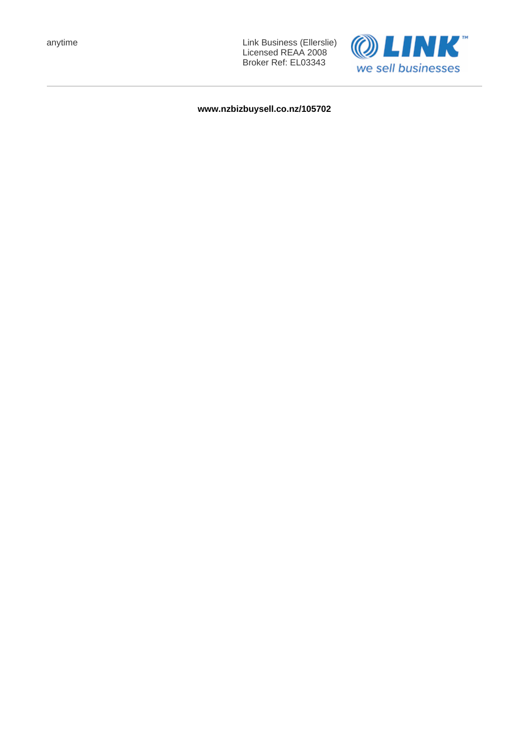anytime

Link Business (Ellerslie)
Licensed REAA 2008
Broker Ref: EL03343

LINK
we sell businesses

---

**www.nzbizbuysell.co.nz/105702**